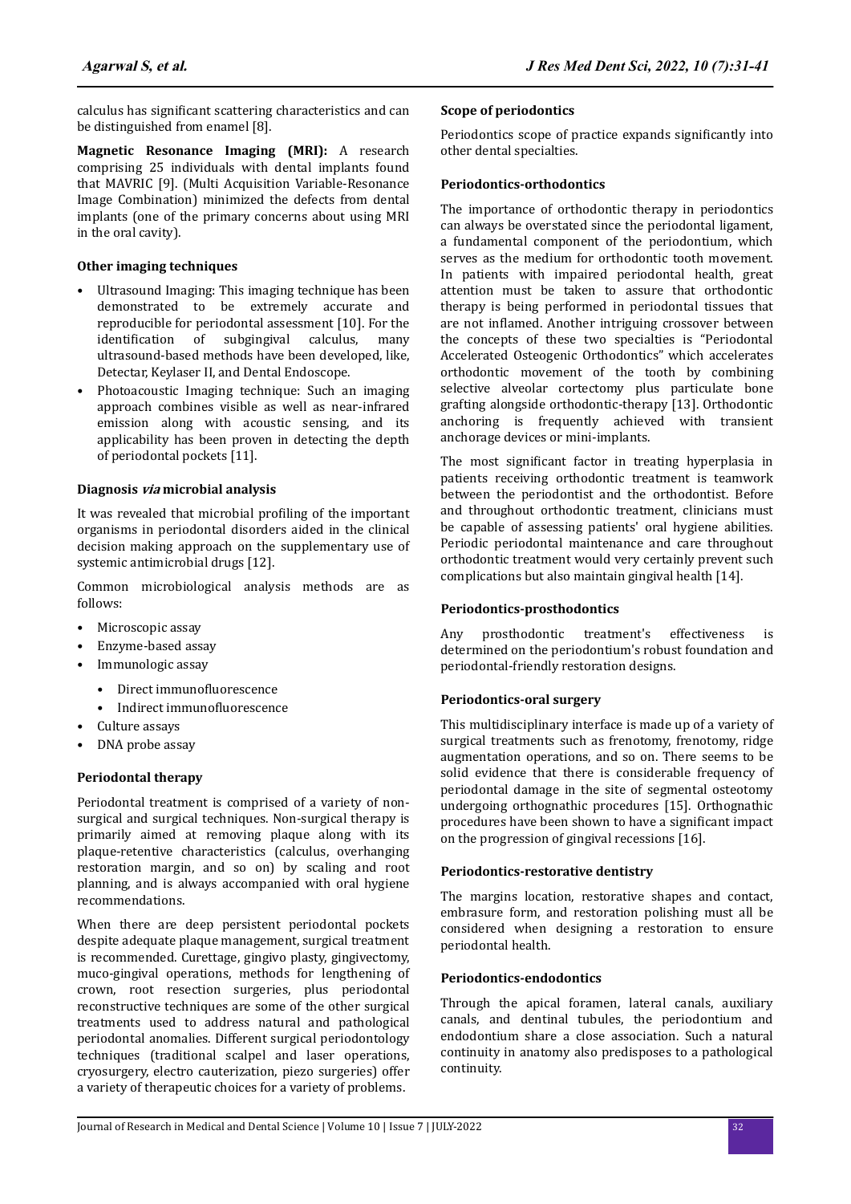calculus has significant scattering characteristics and can be distinguished from enamel [8].

**Magnetic Resonance Imaging (MRI):** A research comprising 25 individuals with dental implants found that MAVRIC [9]. (Multi Acquisition Variable-Resonance Image Combination) minimized the defects from dental implants (one of the primary concerns about using MRI in the oral cavity).

### Other imaging techniques

- Ultrasound Imaging: This imaging technique has been demonstrated to be extremely accurate and reproducible for periodontal assessment [10]. For the identification of subgingival calculus, many ultrasound-based methods have been developed, like, Detectar, Keylaser II, and Dental Endoscope.
- Photoacoustic Imaging technique: Such an imaging approach combines visible as well as near-infrared emission along with acoustic sensing, and its applicability has been proven in detecting the depth of periodontal pockets [11].

### Diagnosis *via* microbial analysis

It was revealed that microbial profiling of the important organisms in periodontal disorders aided in the clinical decision making approach on the supplementary use of systemic antimicrobial drugs [12].

Common microbiological analysis methods are as follows:

- Microscopic assay
- Enzyme-based assay
- Immunologic assay
  - Direct immunofluorescence
  - Indirect immunofluorescence
- Culture assays
- DNA probe assay

### Periodontal therapy

Periodontal treatment is comprised of a variety of non-surgical and surgical techniques. Non-surgical therapy is primarily aimed at removing plaque along with its plaque-retentive characteristics (calculus, overhanging restoration margin, and so on) by scaling and root planning, and is always accompanied with oral hygiene recommendations.

When there are deep persistent periodontal pockets despite adequate plaque management, surgical treatment is recommended. Curettage, gingivo plasty, gingivectomy, muco-gingival operations, methods for lengthening of crown, root resection surgeries, plus periodontal reconstructive techniques are some of the other surgical treatments used to address natural and pathological periodontal anomalies. Different surgical periodontology techniques (traditional scalpel and laser operations, cryosurgery, electro cauterization, piezo surgeries) offer a variety of therapeutic choices for a variety of problems.

### Scope of periodontics

Periodontics scope of practice expands significantly into other dental specialties.

### Periodontics-orthodontics

The importance of orthodontic therapy in periodontics can always be overstated since the periodontal ligament, a fundamental component of the periodontium, which serves as the medium for orthodontic tooth movement. In patients with impaired periodontal health, great attention must be taken to assure that orthodontic therapy is being performed in periodontal tissues that are not inflamed. Another intriguing crossover between the concepts of these two specialties is "Periodontal Accelerated Osteogenic Orthodontics" which accelerates orthodontic movement of the tooth by combining selective alveolar cortectomy plus particulate bone grafting alongside orthodontic-therapy [13]. Orthodontic anchoring is frequently achieved with transient anchorage devices or mini-implants.

The most significant factor in treating hyperplasia in patients receiving orthodontic treatment is teamwork between the periodontist and the orthodontist. Before and throughout orthodontic treatment, clinicians must be capable of assessing patients' oral hygiene abilities. Periodic periodontal maintenance and care throughout orthodontic treatment would very certainly prevent such complications but also maintain gingival health [14].

### Periodontics-prosthodontics

Any prosthodontic treatment's effectiveness is determined on the periodontium's robust foundation and periodontal-friendly restoration designs.

### Periodontics-oral surgery

This multidisciplinary interface is made up of a variety of surgical treatments such as frenotomy, frenotomy, ridge augmentation operations, and so on. There seems to be solid evidence that there is considerable frequency of periodontal damage in the site of segmental osteotomy undergoing orthognathic procedures [15]. Orthognathic procedures have been shown to have a significant impact on the progression of gingival recessions [16].

### Periodontics-restorative dentistry

The margins location, restorative shapes and contact, embrasure form, and restoration polishing must all be considered when designing a restoration to ensure periodontal health.

### Periodontics-endodontics

Through the apical foramen, lateral canals, auxiliary canals, and dentinal tubules, the periodontium and endodontium share a close association. Such a natural continuity in anatomy also predisposes to a pathological continuity.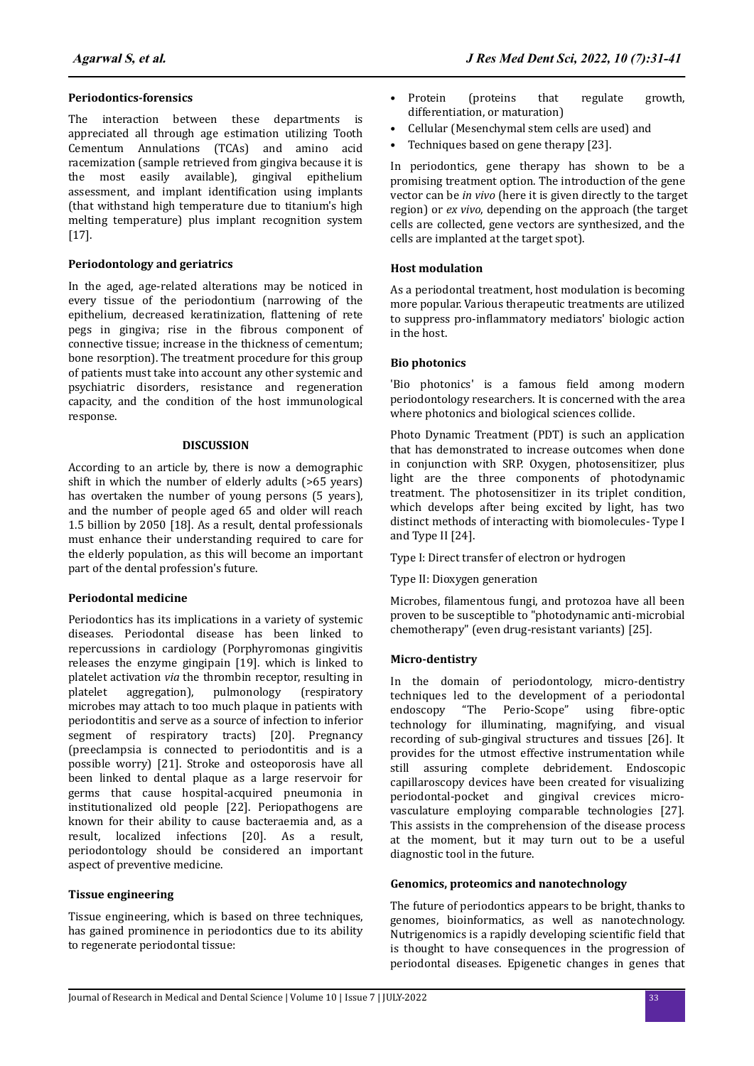### Periodontics-forensics

The interaction between these departments is appreciated all through age estimation utilizing Tooth Cementum Annulations (TCAs) and amino acid racemization (sample retrieved from gingiva because it is the most easily available), gingival epithelium assessment, and implant identification using implants (that withstand high temperature due to titanium's high melting temperature) plus implant recognition system [17].

### Periodontology and geriatrics

In the aged, age-related alterations may be noticed in every tissue of the periodontium (narrowing of the epithelium, decreased keratinization, flattening of rete pegs in gingiva; rise in the fibrous component of connective tissue; increase in the thickness of cementum; bone resorption). The treatment procedure for this group of patients must take into account any other systemic and psychiatric disorders, resistance and regeneration capacity, and the condition of the host immunological response.

## DISCUSSION

According to an article by, there is now a demographic shift in which the number of elderly adults (>65 years) has overtaken the number of young persons (5 years), and the number of people aged 65 and older will reach 1.5 billion by 2050 [18]. As a result, dental professionals must enhance their understanding required to care for the elderly population, as this will become an important part of the dental profession's future.

### Periodontal medicine

Periodontics has its implications in a variety of systemic diseases. Periodontal disease has been linked to repercussions in cardiology (Porphyromonas gingivitis releases the enzyme gingipain [19]. which is linked to platelet activation *via* the thrombin receptor, resulting in platelet aggregation), pulmonology (respiratory microbes may attach to too much plaque in patients with periodontitis and serve as a source of infection to inferior segment of respiratory tracts) [20]. Pregnancy (preeclampsia is connected to periodontitis and is a possible worry) [21]. Stroke and osteoporosis have all been linked to dental plaque as a large reservoir for germs that cause hospital-acquired pneumonia in institutionalized old people [22]. Periopathogens are known for their ability to cause bacteraemia and, as a result, localized infections [20]. As a result, periodontology should be considered an important aspect of preventive medicine.

### Tissue engineering

Tissue engineering, which is based on three techniques, has gained prominence in periodontics due to its ability to regenerate periodontal tissue:

- Protein (proteins that regulate growth, differentiation, or maturation)
- Cellular (Mesenchymal stem cells are used) and
- Techniques based on gene therapy [23].

In periodontics, gene therapy has shown to be a promising treatment option. The introduction of the gene vector can be *in vivo* (here it is given directly to the target region) or *ex vivo*, depending on the approach (the target cells are collected, gene vectors are synthesized, and the cells are implanted at the target spot).

### Host modulation

As a periodontal treatment, host modulation is becoming more popular. Various therapeutic treatments are utilized to suppress pro-inflammatory mediators' biologic action in the host.

### Bio photonics

'Bio photonics' is a famous field among modern periodontology researchers. It is concerned with the area where photonics and biological sciences collide.

Photo Dynamic Treatment (PDT) is such an application that has demonstrated to increase outcomes when done in conjunction with SRP. Oxygen, photosensitizer, plus light are the three components of photodynamic treatment. The photosensitizer in its triplet condition, which develops after being excited by light, has two distinct methods of interacting with biomolecules- Type I and Type II [24].

Type I: Direct transfer of electron or hydrogen

Type II: Dioxygen generation

Microbes, filamentous fungi, and protozoa have all been proven to be susceptible to "photodynamic anti-microbial chemotherapy" (even drug-resistant variants) [25].

### Micro-dentistry

In the domain of periodontology, micro-dentistry techniques led to the development of a periodontal endoscopy "The Perio-Scope" using fibre-optic technology for illuminating, magnifying, and visual recording of sub-gingival structures and tissues [26]. It provides for the utmost effective instrumentation while still assuring complete debridement. Endoscopic capillaroscopy devices have been created for visualizing periodontal-pocket and gingival crevices micro-vasculature employing comparable technologies [27]. This assists in the comprehension of the disease process at the moment, but it may turn out to be a useful diagnostic tool in the future.

### Genomics, proteomics and nanotechnology

The future of periodontics appears to be bright, thanks to genomes, bioinformatics, as well as nanotechnology. Nutrigenomics is a rapidly developing scientific field that is thought to have consequences in the progression of periodontal diseases. Epigenetic changes in genes that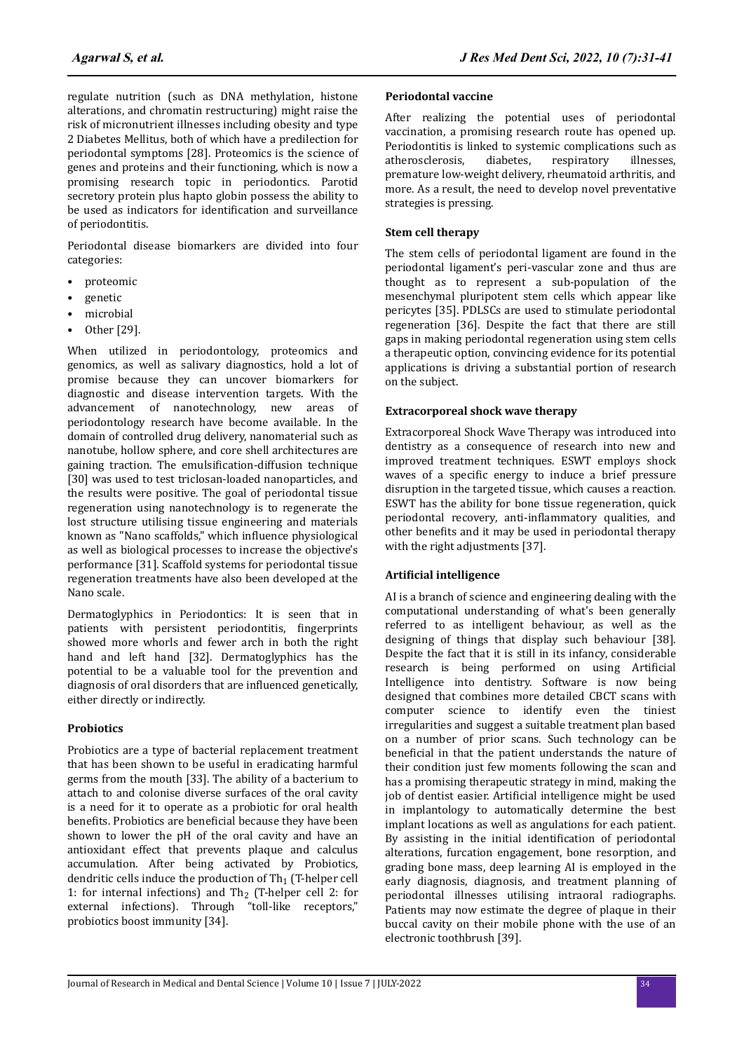regulate nutrition (such as DNA methylation, histone alterations, and chromatin restructuring) might raise the risk of micronutrient illnesses including obesity and type 2 Diabetes Mellitus, both of which have a predilection for periodontal symptoms [28]. Proteomics is the science of genes and proteins and their functioning, which is now a promising research topic in periodontics. Parotid secretory protein plus hapto globin possess the ability to be used as indicators for identification and surveillance of periodontitis.

Periodontal disease biomarkers are divided into four categories:

- proteomic
- genetic
- microbial
- Other [29].

When utilized in periodontology, proteomics and genomics, as well as salivary diagnostics, hold a lot of promise because they can uncover biomarkers for diagnostic and disease intervention targets. With the advancement of nanotechnology, new areas of periodontology research have become available. In the domain of controlled drug delivery, nanomaterial such as nanotube, hollow sphere, and core shell architectures are gaining traction. The emulsification-diffusion technique [30] was used to test triclosan-loaded nanoparticles, and the results were positive. The goal of periodontal tissue regeneration using nanotechnology is to regenerate the lost structure utilising tissue engineering and materials known as "Nano scaffolds," which influence physiological as well as biological processes to increase the objective's performance [31]. Scaffold systems for periodontal tissue regeneration treatments have also been developed at the Nano scale.

Dermatoglyphics in Periodontics: It is seen that in patients with persistent periodontitis, fingerprints showed more whorls and fewer arch in both the right hand and left hand [32]. Dermatoglyphics has the potential to be a valuable tool for the prevention and diagnosis of oral disorders that are influenced genetically, either directly or indirectly.

**Probiotics**

Probiotics are a type of bacterial replacement treatment that has been shown to be useful in eradicating harmful germs from the mouth [33]. The ability of a bacterium to attach to and colonise diverse surfaces of the oral cavity is a need for it to operate as a probiotic for oral health benefits. Probiotics are beneficial because they have been shown to lower the pH of the oral cavity and have an antioxidant effect that prevents plaque and calculus accumulation. After being activated by Probiotics, dendritic cells induce the production of $Th_1$ (T-helper cell 1: for internal infections) and $Th_2$ (T-helper cell 2: for external infections). Through "toll-like receptors," probiotics boost immunity [34].

**Periodontal vaccine**

After realizing the potential uses of periodontal vaccination, a promising research route has opened up. Periodontitis is linked to systemic complications such as atherosclerosis, diabetes, respiratory illnesses, premature low-weight delivery, rheumatoid arthritis, and more. As a result, the need to develop novel preventative strategies is pressing.

**Stem cell therapy**

The stem cells of periodontal ligament are found in the periodontal ligament's peri-vascular zone and thus are thought as to represent a sub-population of the mesenchymal pluripotent stem cells which appear like pericytes [35]. PDLSCs are used to stimulate periodontal regeneration [36]. Despite the fact that there are still gaps in making periodontal regeneration using stem cells a therapeutic option, convincing evidence for its potential applications is driving a substantial portion of research on the subject.

**Extracorporeal shock wave therapy**

Extracorporeal Shock Wave Therapy was introduced into dentistry as a consequence of research into new and improved treatment techniques. ESWT employs shock waves of a specific energy to induce a brief pressure disruption in the targeted tissue, which causes a reaction. ESWT has the ability for bone tissue regeneration, quick periodontal recovery, anti-inflammatory qualities, and other benefits and it may be used in periodontal therapy with the right adjustments [37].

**Artificial intelligence**

AI is a branch of science and engineering dealing with the computational understanding of what's been generally referred to as intelligent behaviour, as well as the designing of things that display such behaviour [38]. Despite the fact that it is still in its infancy, considerable research is being performed on using Artificial Intelligence into dentistry. Software is now being designed that combines more detailed CBCT scans with computer science to identify even the tiniest irregularities and suggest a suitable treatment plan based on a number of prior scans. Such technology can be beneficial in that the patient understands the nature of their condition just few moments following the scan and has a promising therapeutic strategy in mind, making the job of dentist easier. Artificial intelligence might be used in implantology to automatically determine the best implant locations as well as angulations for each patient. By assisting in the initial identification of periodontal alterations, furcation engagement, bone resorption, and grading bone mass, deep learning AI is employed in the early diagnosis, diagnosis, and treatment planning of periodontal illnesses utilising intraoral radiographs. Patients may now estimate the degree of plaque in their buccal cavity on their mobile phone with the use of an electronic toothbrush [39].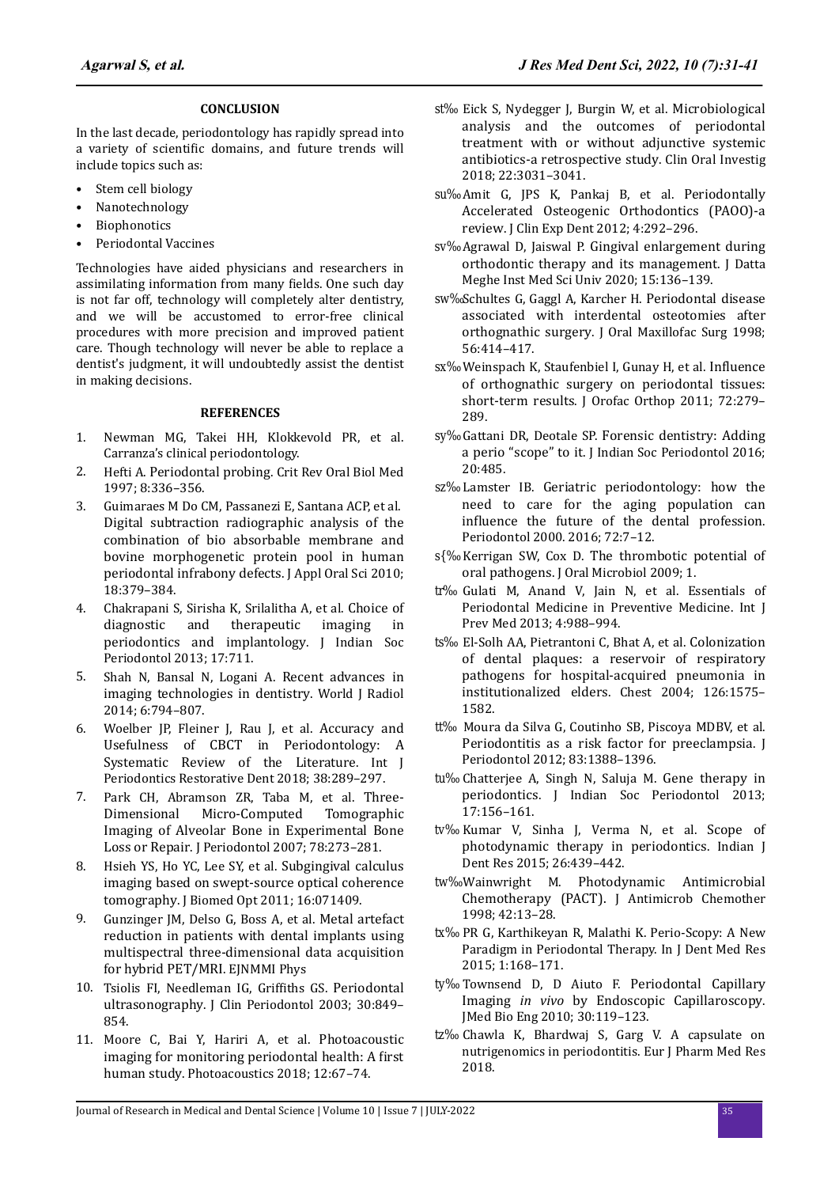## CONCLUSION

In the last decade, periodontology has rapidly spread into a variety of scientific domains, and future trends will include topics such as:

- Stem cell biology
- Nanotechnology
- Biophonotics
- Periodontal Vaccines

Technologies have aided physicians and researchers in assimilating information from many fields. One such day is not far off, technology will completely alter dentistry, and we will be accustomed to error-free clinical procedures with more precision and improved patient care. Though technology will never be able to replace a dentist's judgment, it will undoubtedly assist the dentist in making decisions.

## REFERENCES

1. Newman MG, Takei HH, Klokkevold PR, et al. Carranza's clinical periodontology.
2. Hefti A. Periodontal probing. Crit Rev Oral Biol Med 1997; 8:336–356.
3. Guimaraes M Do CM, Passanezi E, Santana ACP, et al. Digital subtraction radiographic analysis of the combination of bio absorbable membrane and bovine morphogenetic protein pool in human periodontal infrabony defects. J Appl Oral Sci 2010; 18:379–384.
4. Chakrapani S, Sirisha K, Srilalitha A, et al. Choice of diagnostic and therapeutic imaging in periodontics and implantology. J Indian Soc Periodontol 2013; 17:711.
5. Shah N, Bansal N, Logani A. Recent advances in imaging technologies in dentistry. World J Radiol 2014; 6:794–807.
6. Woelber JP, Fleiner J, Rau J, et al. Accuracy and Usefulness of CBCT in Periodontology: A Systematic Review of the Literature. Int J Periodontics Restorative Dent 2018; 38:289–297.
7. Park CH, Abramson ZR, Taba M, et al. Three-Dimensional Micro-Computed Tomographic Imaging of Alveolar Bone in Experimental Bone Loss or Repair. J Periodontol 2007; 78:273–281.
8. Hsieh YS, Ho YC, Lee SY, et al. Subgingival calculus imaging based on swept-source optical coherence tomography. J Biomed Opt 2011; 16:071409.
9. Gunzinger JM, Delso G, Boss A, et al. Metal artefact reduction in patients with dental implants using multispectral three-dimensional data acquisition for hybrid PET/MRI. EJNMMI Phys
10. Tsiolis FI, Needleman IG, Griffiths GS. Periodontal ultrasonography. J Clin Periodontol 2003; 30:849–854.
11. Moore C, Bai Y, Hariri A, et al. Photoacoustic imaging for monitoring periodontal health: A first human study. Photoacoustics 2018; 12:67–74.
12. Eick S, Nydegger J, Burgin W, et al. Microbiological analysis and the outcomes of periodontal treatment with or without adjunctive systemic antibiotics-a retrospective study. Clin Oral Investig 2018; 22:3031–3041.
13. Amit G, JPS K, Pankaj B, et al. Periodontally Accelerated Osteogenic Orthodontics (PAOO)-a review. J Clin Exp Dent 2012; 4:292–296.
14. Agrawal D, Jaiswal P. Gingival enlargement during orthodontic therapy and its management. J Datta Meghe Inst Med Sci Univ 2020; 15:136–139.
15. Schultes G, Gaggl A, Karcher H. Periodontal disease associated with interdental osteotomies after orthognathic surgery. J Oral Maxillofac Surg 1998; 56:414–417.
16. Weinspach K, Staufenbiel I, Gunay H, et al. Influence of orthognathic surgery on periodontal tissues: short-term results. J Orofac Orthop 2011; 72:279–289.
17. Gattani DR, Deotale SP. Forensic dentistry: Adding a perio "scope" to it. J Indian Soc Periodontol 2016; 20:485.
18. Lamster IB. Geriatric periodontology: how the need to care for the aging population can influence the future of the dental profession. Periodontol 2000. 2016; 72:7–12.
19. Kerrigan SW, Cox D. The thrombotic potential of oral pathogens. J Oral Microbiol 2009; 1.
20. Gulati M, Anand V, Jain N, et al. Essentials of Periodontal Medicine in Preventive Medicine. Int J Prev Med 2013; 4:988–994.
21. El-Solh AA, Pietrantoni C, Bhat A, et al. Colonization of dental plaques: a reservoir of respiratory pathogens for hospital-acquired pneumonia in institutionalized elders. Chest 2004; 126:1575–1582.
22. Moura da Silva G, Coutinho SB, Piscoya MDBV, et al. Periodontitis as a risk factor for preeclampsia. J Periodontol 2012; 83:1388–1396.
23. Chatterjee A, Singh N, Saluja M. Gene therapy in periodontics. J Indian Soc Periodontol 2013; 17:156–161.
24. Kumar V, Sinha J, Verma N, et al. Scope of photodynamic therapy in periodontics. Indian J Dent Res 2015; 26:439–442.
25. Wainwright M. Photodynamic Antimicrobial Chemotherapy (PACT). J Antimicrob Chemother 1998; 42:13–28.
26. PR G, Karthikeyan R, Malathi K. Perio-Scopy: A New Paradigm in Periodontal Therapy. In J Dent Med Res 2015; 1:168–171.
27. Townsend D, D Aiuto F. Periodontal Capillary Imaging *in vivo* by Endoscopic Capillaroscopy. JMed Bio Eng 2010; 30:119–123.
28. Chawla K, Bhardwaj S, Garg V. A capsulate on nutrigenomics in periodontitis. Eur J Pharm Med Res 2018.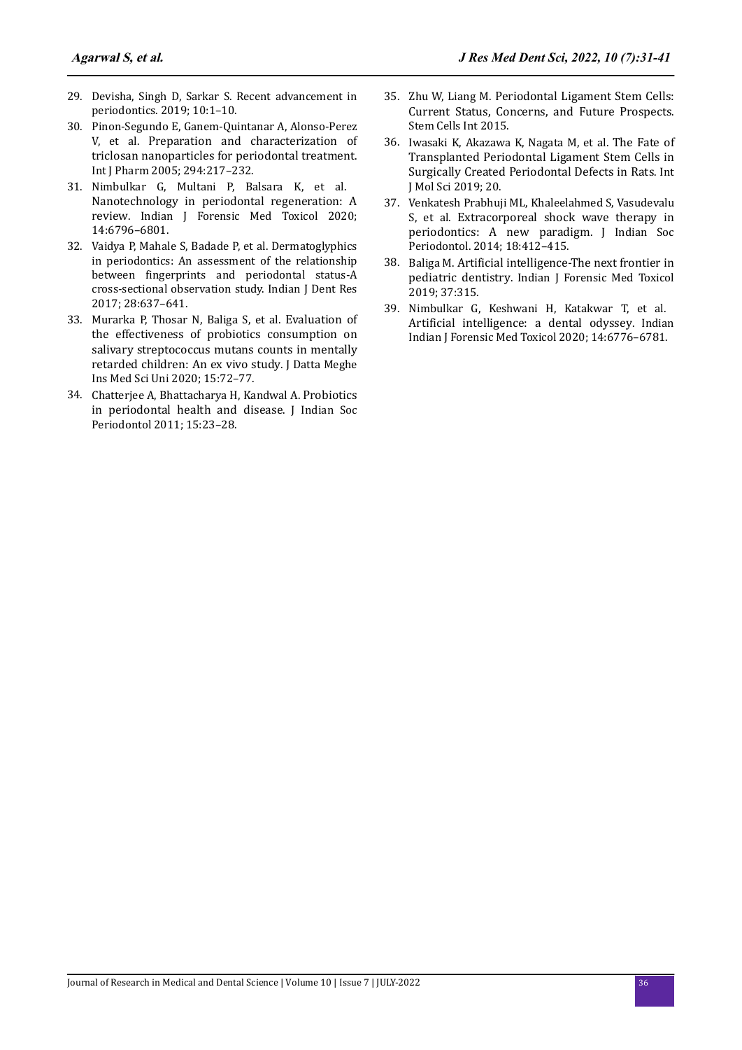29. Devisha, Singh D, Sarkar S. Recent advancement in periodontics. 2019; 10:1–10.
30. Pinon-Segundo E, Ganem-Quintanar A, Alonso-Perez V, et al. Preparation and characterization of triclosan nanoparticles for periodontal treatment. Int J Pharm 2005; 294:217–232.
31. Nimbulkar G, Multani P, Balsara K, et al. Nanotechnology in periodontal regeneration: A review. Indian J Forensic Med Toxicol 2020; 14:6796–6801.
32. Vaidya P, Mahale S, Badade P, et al. Dermatoglyphics in periodontics: An assessment of the relationship between fingerprints and periodontal status-A cross-sectional observation study. Indian J Dent Res 2017; 28:637–641.
33. Murarka P, Thosar N, Baliga S, et al. Evaluation of the effectiveness of probiotics consumption on salivary streptococcus mutans counts in mentally retarded children: An ex vivo study. J Datta Meghe Ins Med Sci Uni 2020; 15:72–77.
34. Chatterjee A, Bhattacharya H, Kandwal A. Probiotics in periodontal health and disease. J Indian Soc Periodontol 2011; 15:23–28.
35. Zhu W, Liang M. Periodontal Ligament Stem Cells: Current Status, Concerns, and Future Prospects. Stem Cells Int 2015.
36. Iwasaki K, Akazawa K, Nagata M, et al. The Fate of Transplanted Periodontal Ligament Stem Cells in Surgically Created Periodontal Defects in Rats. Int J Mol Sci 2019; 20.
37. Venkatesh Prabhuji ML, Khaleelahmed S, Vasudevalu S, et al. Extracorporeal shock wave therapy in periodontics: A new paradigm. J Indian Soc Periodontol. 2014; 18:412–415.
38. Baliga M. Artificial intelligence-The next frontier in pediatric dentistry. Indian J Forensic Med Toxicol 2019; 37:315.
39. Nimbulkar G, Keshwani H, Katakwar T, et al. Artificial intelligence: a dental odyssey. Indian Indian J Forensic Med Toxicol 2020; 14:6776–6781.